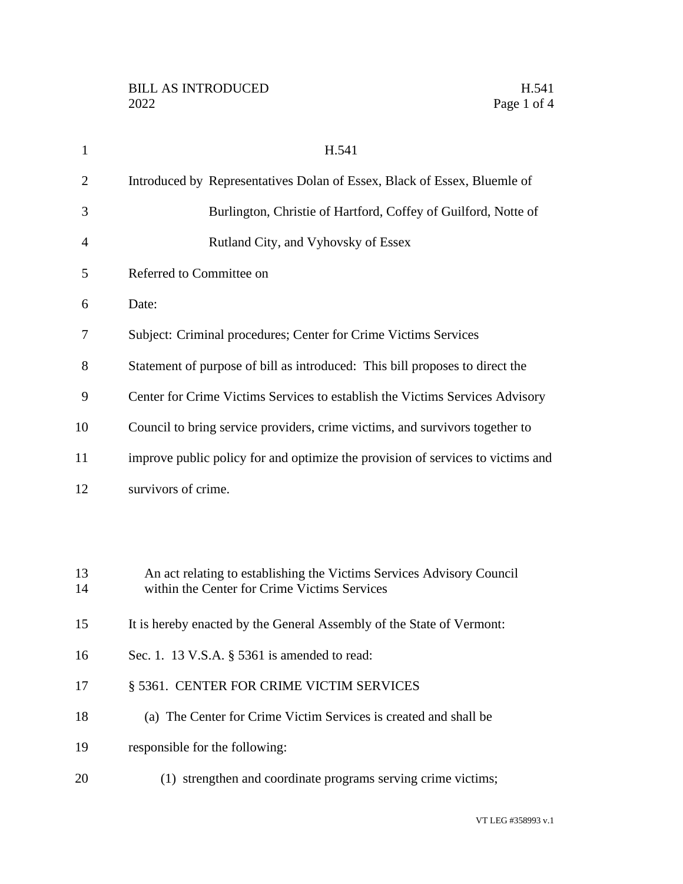# H.541

Introduced by Representatives Dolan of Essex, Black of Essex, Bluemle of Burlington, Christie of Hartford, Coffey of Guilford, Notte of Rutland City, and Vyhovsky of Essex

Referred to Committee on

Date:

Subject: Criminal procedures; Center for Crime Victims Services

Statement of purpose of bill as introduced: This bill proposes to direct the Center for Crime Victims Services to establish the Victims Services Advisory Council to bring service providers, crime victims, and survivors together to improve public policy for and optimize the provision of services to victims and survivors of crime.

An act relating to establishing the Victims Services Advisory Council within the Center for Crime Victims Services

It is hereby enacted by the General Assembly of the State of Vermont:

Sec. 1. 13 V.S.A. § 5361 is amended to read:

§ 5361. CENTER FOR CRIME VICTIM SERVICES

(a) The Center for Crime Victim Services is created and shall be responsible for the following:

(1) strengthen and coordinate programs serving crime victims;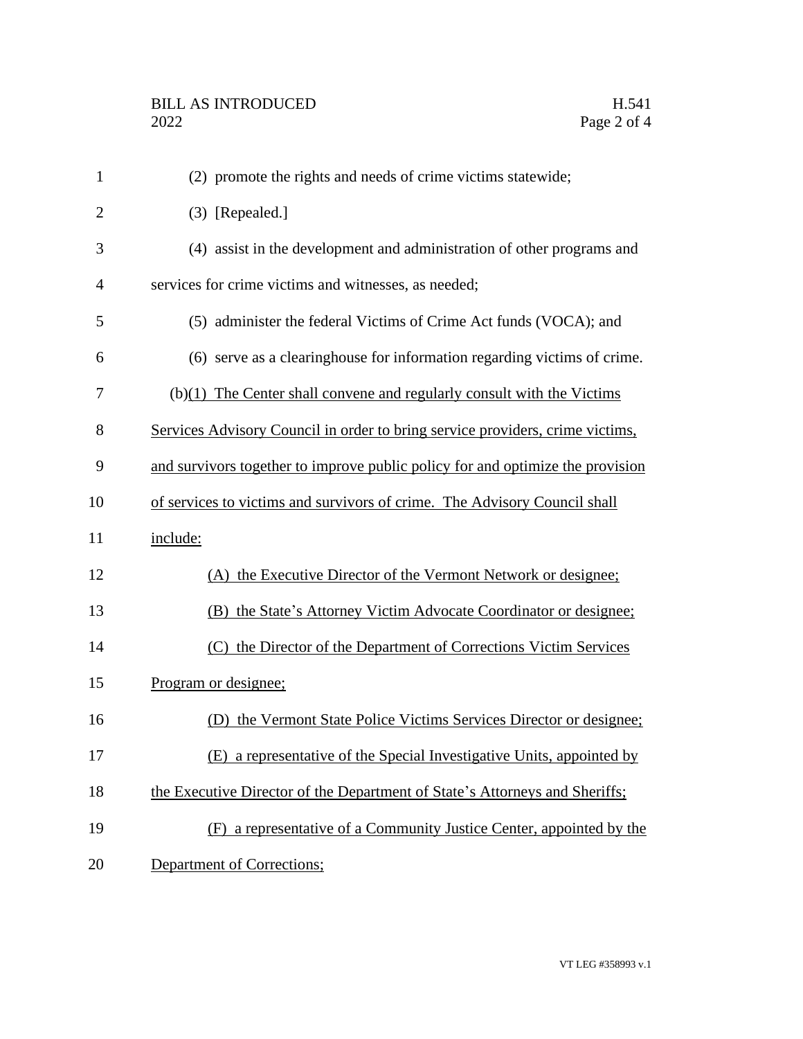(2) promote the rights and needs of crime victims statewide;

(3) [Repealed.]

(4) assist in the development and administration of other programs and services for crime victims and witnesses, as needed;

(5) administer the federal Victims of Crime Act funds (VOCA); and

(6) serve as a clearinghouse for information regarding victims of crime.

(b)(1) The Center shall convene and regularly consult with the Victims Services Advisory Council in order to bring service providers, crime victims, and survivors together to improve public policy for and optimize the provision of services to victims and survivors of crime. The Advisory Council shall include:

(A) the Executive Director of the Vermont Network or designee;

(B) the State's Attorney Victim Advocate Coordinator or designee;

(C) the Director of the Department of Corrections Victim Services Program or designee;

(D) the Vermont State Police Victims Services Director or designee;

(E) a representative of the Special Investigative Units, appointed by the Executive Director of the Department of State's Attorneys and Sheriffs;

(F) a representative of a Community Justice Center, appointed by the Department of Corrections;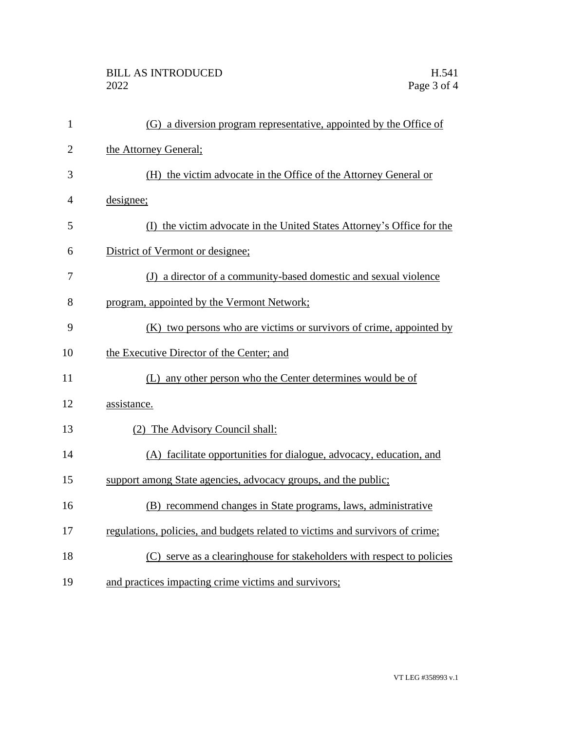(G) a diversion program representative, appointed by the Office of the Attorney General;

(H) the victim advocate in the Office of the Attorney General or designee;

(I) the victim advocate in the United States Attorney's Office for the District of Vermont or designee;

(J) a director of a community-based domestic and sexual violence program, appointed by the Vermont Network;

(K) two persons who are victims or survivors of crime, appointed by the Executive Director of the Center; and

(L) any other person who the Center determines would be of assistance.

(2) The Advisory Council shall:

(A) facilitate opportunities for dialogue, advocacy, education, and support among State agencies, advocacy groups, and the public;

(B) recommend changes in State programs, laws, administrative regulations, policies, and budgets related to victims and survivors of crime;

(C) serve as a clearinghouse for stakeholders with respect to policies and practices impacting crime victims and survivors;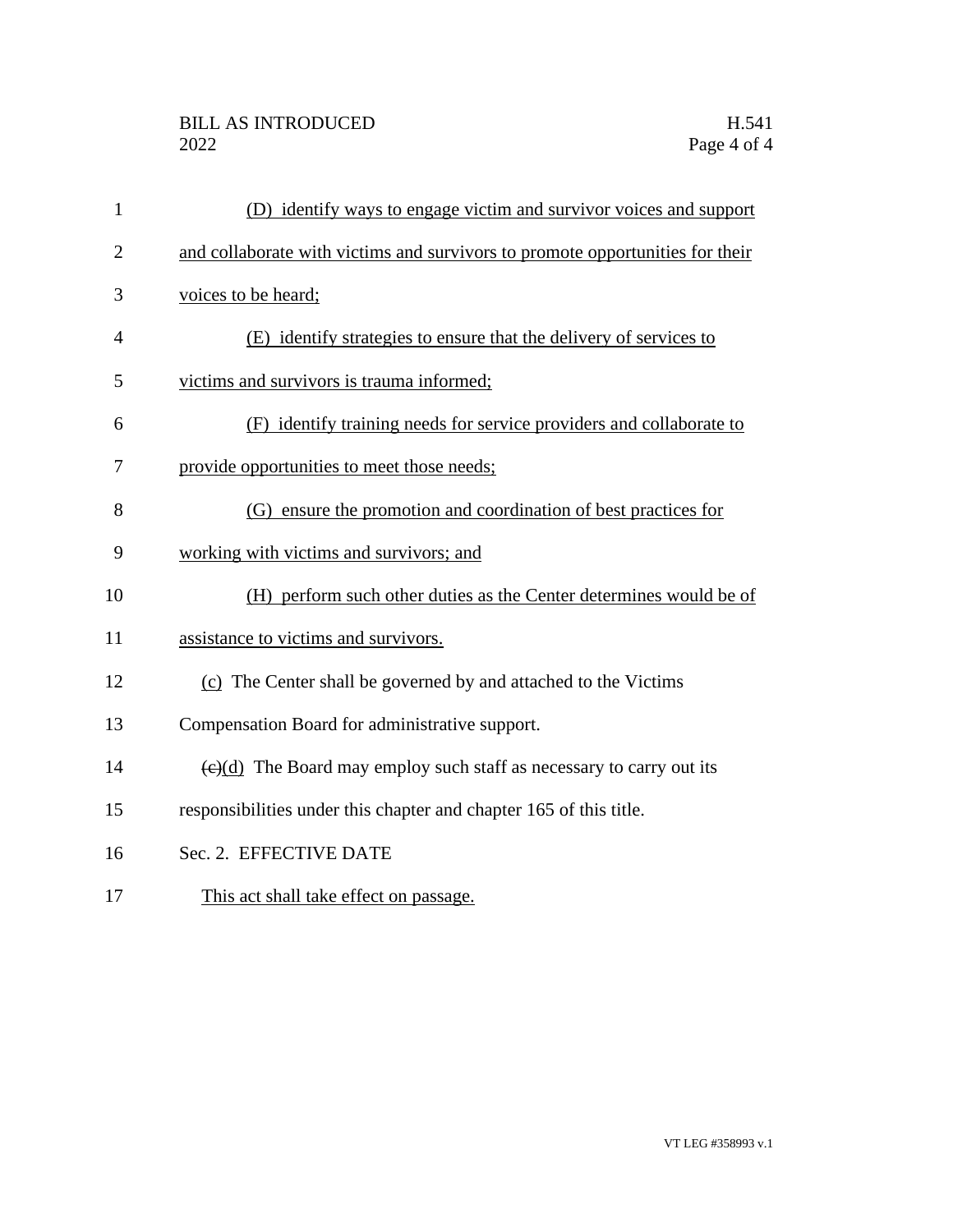(D) identify ways to engage victim and survivor voices and support and collaborate with victims and survivors to promote opportunities for their voices to be heard;

(E) identify strategies to ensure that the delivery of services to victims and survivors is trauma informed;

(F) identify training needs for service providers and collaborate to provide opportunities to meet those needs;

(G) ensure the promotion and coordination of best practices for working with victims and survivors; and

(H) perform such other duties as the Center determines would be of assistance to victims and survivors.

(c) The Center shall be governed by and attached to the Victims Compensation Board for administrative support.

~~(c)~~(d) The Board may employ such staff as necessary to carry out its responsibilities under this chapter and chapter 165 of this title.

Sec. 2. EFFECTIVE DATE

This act shall take effect on passage.